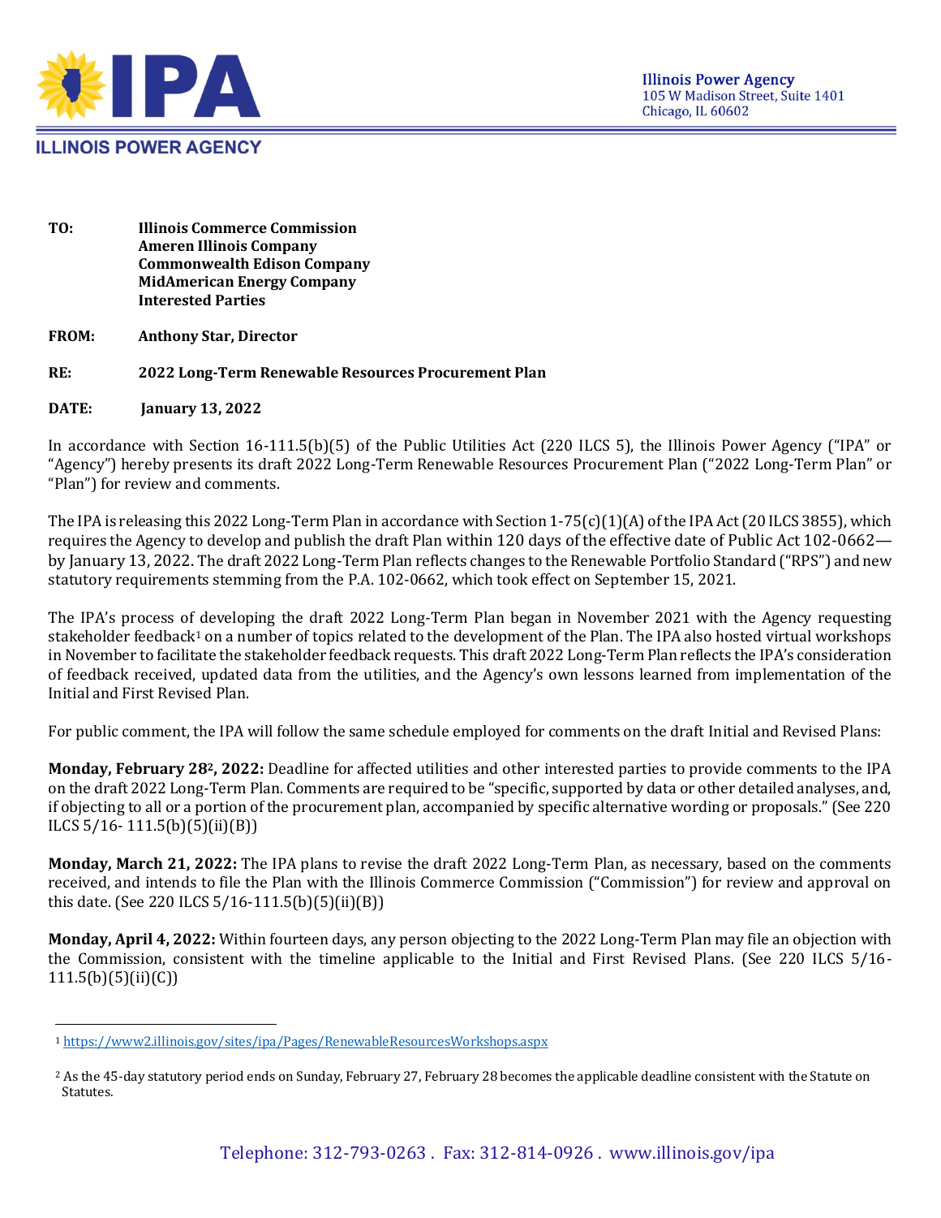**ILLINOIS POWER AGENCY**

**Illinois Power Agency**
105 W Madison Street, Suite 1401
Chicago, IL 60602

**TO:** **Illinois Commerce Commission**
**Ameren Illinois Company**
**Commonwealth Edison Company**
**MidAmerican Energy Company**
**Interested Parties**

**FROM:** **Anthony Star, Director**

**RE:** **2022 Long-Term Renewable Resources Procurement Plan**

**DATE:** **January 13, 2022**

In accordance with Section 16-111.5(b)(5) of the Public Utilities Act (220 ILCS 5), the Illinois Power Agency ("IPA" or "Agency") hereby presents its draft 2022 Long-Term Renewable Resources Procurement Plan ("2022 Long-Term Plan" or "Plan") for review and comments.

The IPA is releasing this 2022 Long-Term Plan in accordance with Section 1-75(c)(1)(A) of the IPA Act (20 ILCS 3855), which requires the Agency to develop and publish the draft Plan within 120 days of the effective date of Public Act 102-0662—by January 13, 2022. The draft 2022 Long-Term Plan reflects changes to the Renewable Portfolio Standard ("RPS") and new statutory requirements stemming from the P.A. 102-0662, which took effect on September 15, 2021.

The IPA's process of developing the draft 2022 Long-Term Plan began in November 2021 with the Agency requesting stakeholder feedback[1] on a number of topics related to the development of the Plan. The IPA also hosted virtual workshops in November to facilitate the stakeholder feedback requests. This draft 2022 Long-Term Plan reflects the IPA's consideration of feedback received, updated data from the utilities, and the Agency's own lessons learned from implementation of the Initial and First Revised Plan.

For public comment, the IPA will follow the same schedule employed for comments on the draft Initial and Revised Plans:

**Monday, February 28[2], 2022:** Deadline for affected utilities and other interested parties to provide comments to the IPA on the draft 2022 Long-Term Plan. Comments are required to be "specific, supported by data or other detailed analyses, and, if objecting to all or a portion of the procurement plan, accompanied by specific alternative wording or proposals." (See 220 ILCS 5/16- 111.5(b)(5)(ii)(B))

**Monday, March 21, 2022:** The IPA plans to revise the draft 2022 Long-Term Plan, as necessary, based on the comments received, and intends to file the Plan with the Illinois Commerce Commission ("Commission") for review and approval on this date. (See 220 ILCS 5/16-111.5(b)(5)(ii)(B))

**Monday, April 4, 2022:** Within fourteen days, any person objecting to the 2022 Long-Term Plan may file an objection with the Commission, consistent with the timeline applicable to the Initial and First Revised Plans. (See 220 ILCS 5/16-111.5(b)(5)(ii)(C))

---

[1] https://www2.illinois.gov/sites/ipa/Pages/RenewableResourcesWorkshops.aspx

[2] As the 45-day statutory period ends on Sunday, February 27, February 28 becomes the applicable deadline consistent with the Statute on Statutes.

Telephone: 312-793-0263 . Fax: 312-814-0926 . www.illinois.gov/ipa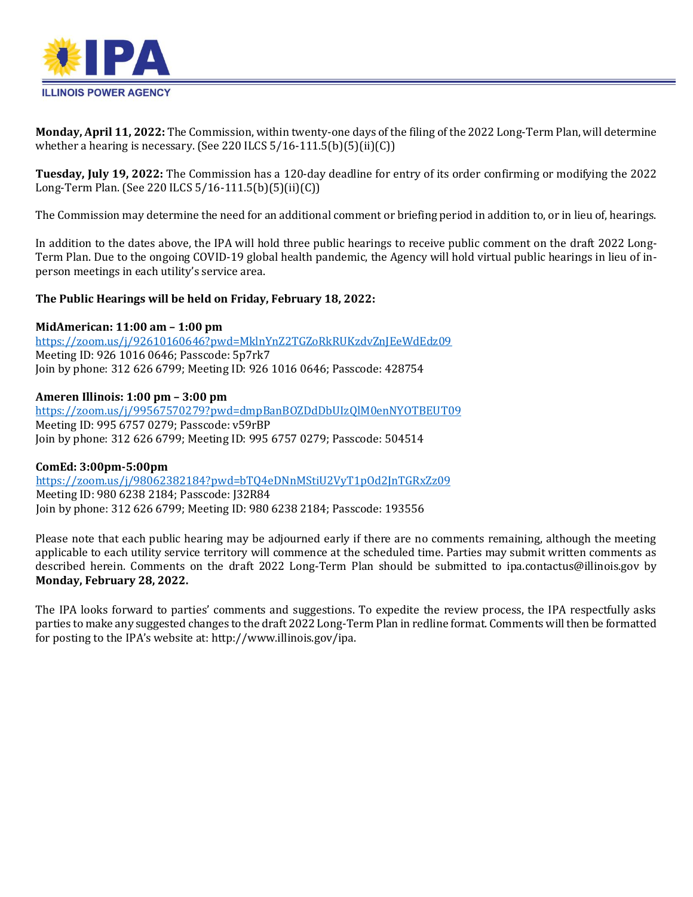**Monday, April 11, 2022:** The Commission, within twenty-one days of the filing of the 2022 Long-Term Plan, will determine whether a hearing is necessary. (See 220 ILCS 5/16-111.5(b)(5)(ii)(C))

**Tuesday, July 19, 2022:** The Commission has a 120-day deadline for entry of its order confirming or modifying the 2022 Long-Term Plan. (See 220 ILCS 5/16-111.5(b)(5)(ii)(C))

The Commission may determine the need for an additional comment or briefing period in addition to, or in lieu of, hearings.

In addition to the dates above, the IPA will hold three public hearings to receive public comment on the draft 2022 Long-Term Plan. Due to the ongoing COVID-19 global health pandemic, the Agency will hold virtual public hearings in lieu of in-person meetings in each utility's service area.

**The Public Hearings will be held on Friday, February 18, 2022:**

**MidAmerican: 11:00 am – 1:00 pm**
https://zoom.us/j/92610160646?pwd=MklnYnZ2TGZoRkRUKzdvZnJEeWdEdz09
Meeting ID: 926 1016 0646; Passcode: 5p7rk7
Join by phone: 312 626 6799; Meeting ID: 926 1016 0646; Passcode: 428754

**Ameren Illinois: 1:00 pm – 3:00 pm**
https://zoom.us/j/99567570279?pwd=dmpBanBOZDdDbUIzQlM0enNYOTBEUT09
Meeting ID: 995 6757 0279; Passcode: v59rBP
Join by phone: 312 626 6799; Meeting ID: 995 6757 0279; Passcode: 504514

**ComEd: 3:00pm-5:00pm**
https://zoom.us/j/98062382184?pwd=bTQ4eDNnMStiU2VyT1pOd2JnTGRxZz09
Meeting ID: 980 6238 2184; Passcode: J32R84
Join by phone: 312 626 6799; Meeting ID: 980 6238 2184; Passcode: 193556

Please note that each public hearing may be adjourned early if there are no comments remaining, although the meeting applicable to each utility service territory will commence at the scheduled time. Parties may submit written comments as described herein. Comments on the draft 2022 Long-Term Plan should be submitted to ipa.contactus@illinois.gov by **Monday, February 28, 2022.**

The IPA looks forward to parties' comments and suggestions. To expedite the review process, the IPA respectfully asks parties to make any suggested changes to the draft 2022 Long-Term Plan in redline format. Comments will then be formatted for posting to the IPA's website at: http://www.illinois.gov/ipa.